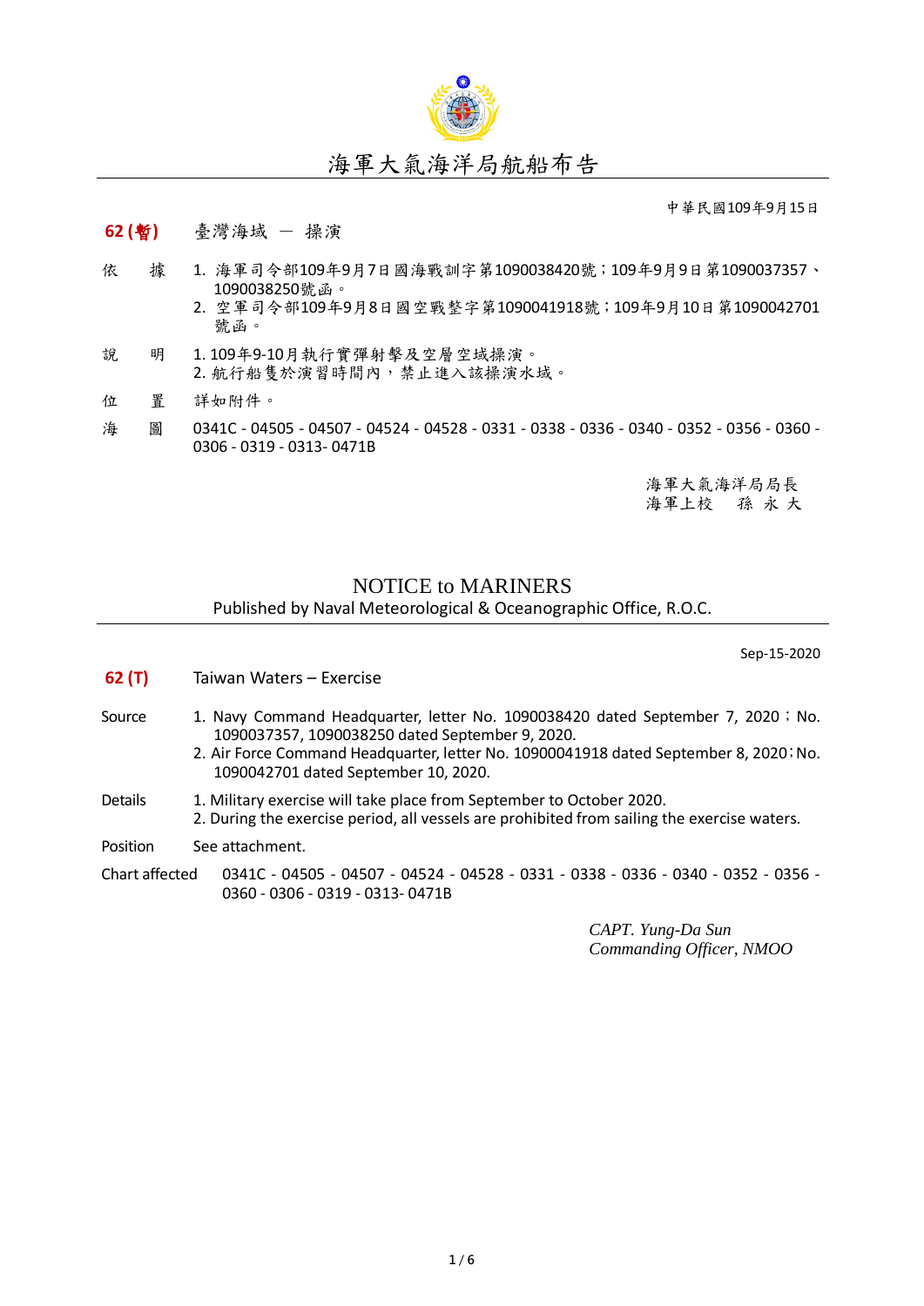# 海軍大氣海洋局航船布告

中華民國109年9月15日

**62 (暫)** 臺灣海域 － 操演

依　據
1. 海軍司令部109年9月7日國海戰訓字第1090038420號；109年9月9日第1090037357、1090038250號函。
2. 空軍司令部109年9月8日國空戰整字第1090041918號；109年9月10日第1090042701號函。

說　明
1. 109年9-10月執行實彈射擊及空層空域操演。
2. 航行船隻於演習時間內，禁止進入該操演水域。

位　置　詳如附件。

海　圖　0341C - 04505 - 04507 - 04524 - 04528 - 0331 - 0338 - 0336 - 0340 - 0352 - 0356 - 0360 - 0306 - 0319 - 0313- 0471B

海軍大氣海洋局局長
海軍上校　孫 永 大

# NOTICE to MARINERS

Published by Naval Meteorological & Oceanographic Office, R.O.C.

Sep-15-2020

**62 (T)** Taiwan Waters – Exercise

Source
1. Navy Command Headquarter, letter No. 1090038420 dated September 7, 2020；No. 1090037357, 1090038250 dated September 9, 2020.
2. Air Force Command Headquarter, letter No. 10900041918 dated September 8, 2020;No. 1090042701 dated September 10, 2020.

Details
1. Military exercise will take place from September to October 2020.
2. During the exercise period, all vessels are prohibited from sailing the exercise waters.

Position　See attachment.

Chart affected　0341C - 04505 - 04507 - 04524 - 04528 - 0331 - 0338 - 0336 - 0340 - 0352 - 0356 - 0360 - 0306 - 0319 - 0313- 0471B

*CAPT. Yung-Da Sun*
*Commanding Officer, NMOO*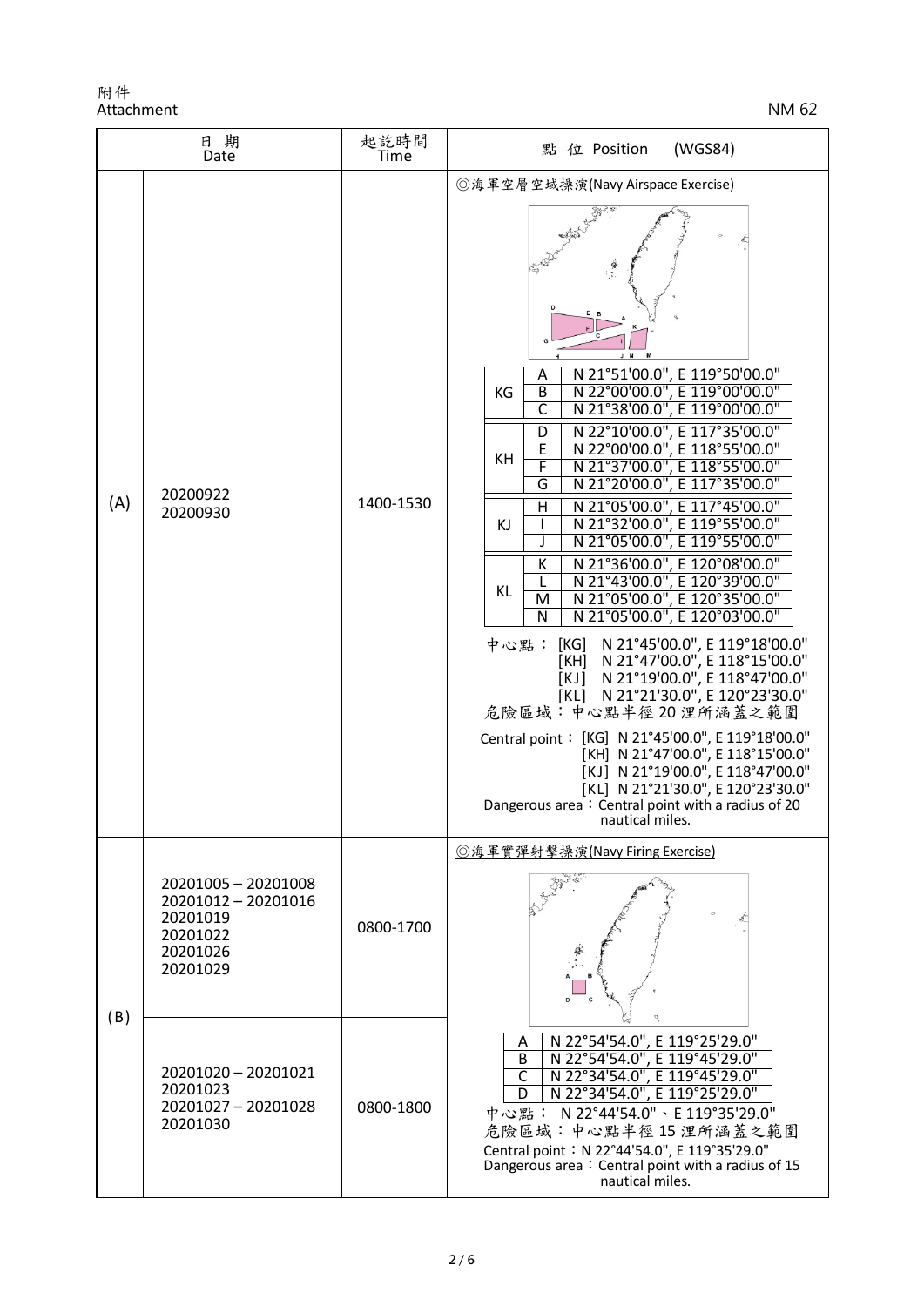附件
Attachment

NM 62

| | 日 期 Date | 起訖時間 Time | 點 位 Position (WGS84) |
|---|---|---|---|
| (A) | 20200922<br>20200930 | 1400-1530 | ◎海軍空層空域操演(Navy Airspace Exercise)<br><br>KG: A N 21°51'00.0", E 119°50'00.0"; B N 22°00'00.0", E 119°00'00.0"; C N 21°38'00.0", E 119°00'00.0"<br>KH: D N 22°10'00.0", E 117°35'00.0"; E N 22°00'00.0", E 118°55'00.0"; F N 21°37'00.0", E 118°55'00.0"; G N 21°20'00.0", E 117°35'00.0"<br>KJ: H N 21°05'00.0", E 117°45'00.0"; I N 21°32'00.0", E 119°55'00.0"; J N 21°05'00.0", E 119°55'00.0"<br>KL: K N 21°36'00.0", E 120°08'00.0"; L N 21°43'00.0", E 120°39'00.0"; M N 21°05'00.0", E 120°35'00.0"; N N 21°05'00.0", E 120°03'00.0"<br><br>中心點： [KG] N 21°45'00.0", E 119°18'00.0" [KH] N 21°47'00.0", E 118°15'00.0" [KJ] N 21°19'00.0", E 118°47'00.0" [KL] N 21°21'30.0", E 120°23'30.0"<br>危險區域：中心點半徑 20 浬所涵蓋之範圍<br>Central point： [KG] N 21°45'00.0", E 119°18'00.0" [KH] N 21°47'00.0", E 118°15'00.0" [KJ] N 21°19'00.0", E 118°47'00.0" [KL] N 21°21'30.0", E 120°23'30.0"<br>Dangerous area：Central point with a radius of 20 nautical miles. |
| (B) | 20201005 – 20201008<br>20201012 – 20201016<br>20201019<br>20201022<br>20201026<br>20201029 | 0800-1700 | ◎海軍實彈射擊操演(Navy Firing Exercise)<br><br>A N 22°54'54.0", E 119°25'29.0"<br>B N 22°54'54.0", E 119°45'29.0"<br>C N 22°34'54.0", E 119°45'29.0"<br>D N 22°34'54.0", E 119°25'29.0"<br>中心點： N 22°44'54.0"、E 119°35'29.0"<br>危險區域：中心點半徑 15 浬所涵蓋之範圍<br>Central point：N 22°44'54.0", E 119°35'29.0"<br>Dangerous area：Central point with a radius of 15 nautical miles. |
| | 20201020 – 20201021<br>20201023<br>20201027 – 20201028<br>20201030 | 0800-1800 | |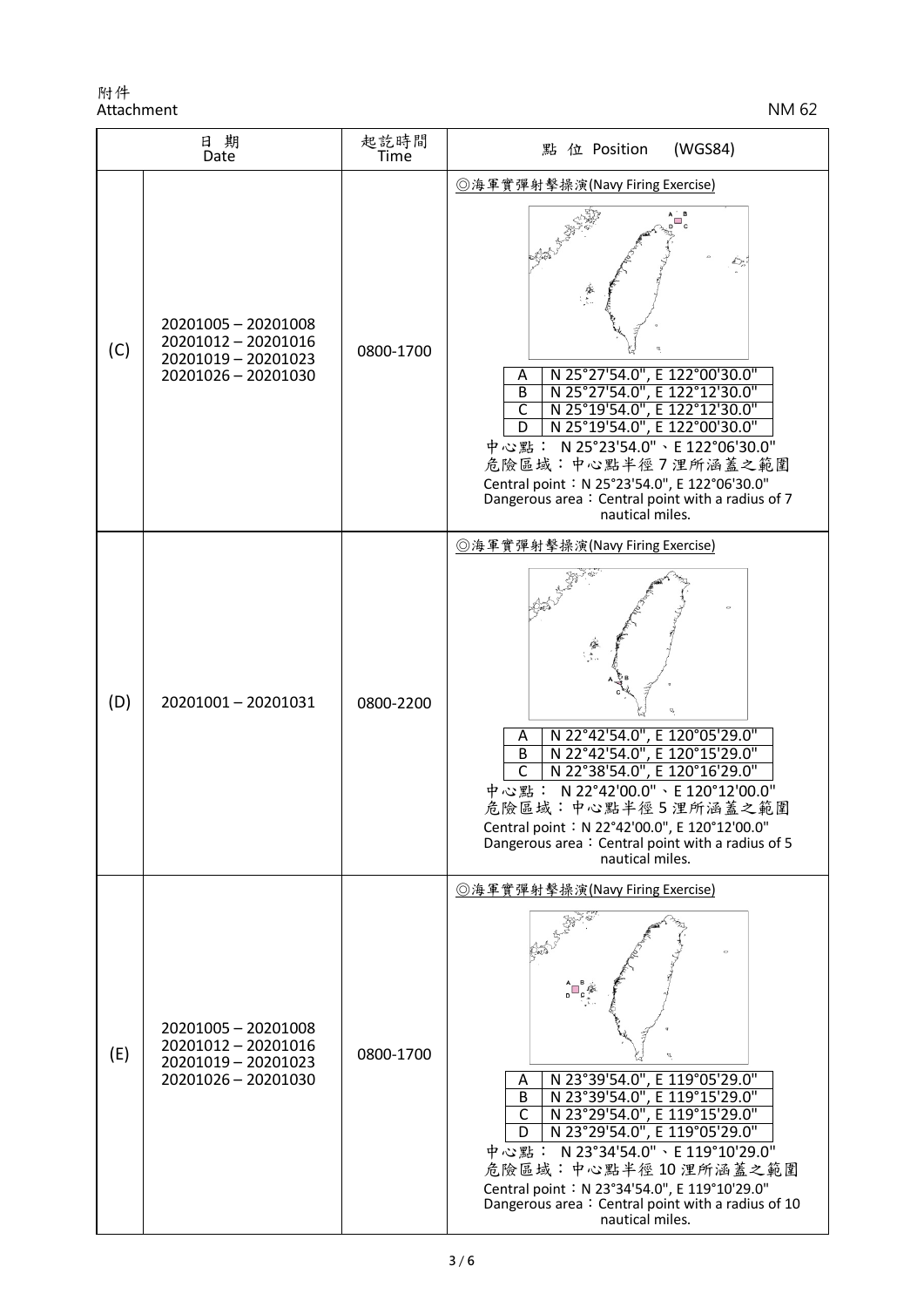附件
Attachment

NM 62

| | 日 期 Date | 起訖時間 Time | 點 位 Position (WGS84) |
|---|---|---|---|
| (C) | 20201005 – 20201008<br>20201012 – 20201016<br>20201019 – 20201023<br>20201026 – 20201030 | 0800-1700 | ◎海軍實彈射擊操演(Navy Firing Exercise)<br>A N 25°27'54.0", E 122°00'30.0"<br>B N 25°27'54.0", E 122°12'30.0"<br>C N 25°19'54.0", E 122°12'30.0"<br>D N 25°19'54.0", E 122°00'30.0"<br>中心點： N 25°23'54.0"、E 122°06'30.0"<br>危險區域：中心點半徑 7 浬所涵蓋之範圍<br>Central point：N 25°23'54.0", E 122°06'30.0"<br>Dangerous area：Central point with a radius of 7 nautical miles. |
| (D) | 20201001 – 20201031 | 0800-2200 | ◎海軍實彈射擊操演(Navy Firing Exercise)<br>A N 22°42'54.0", E 120°05'29.0"<br>B N 22°42'54.0", E 120°15'29.0"<br>C N 22°38'54.0", E 120°16'29.0"<br>中心點： N 22°42'00.0"、E 120°12'00.0"<br>危險區域：中心點半徑 5 浬所涵蓋之範圍<br>Central point：N 22°42'00.0", E 120°12'00.0"<br>Dangerous area：Central point with a radius of 5 nautical miles. |
| (E) | 20201005 – 20201008<br>20201012 – 20201016<br>20201019 – 20201023<br>20201026 – 20201030 | 0800-1700 | ◎海軍實彈射擊操演(Navy Firing Exercise)<br>A N 23°39'54.0", E 119°05'29.0"<br>B N 23°39'54.0", E 119°15'29.0"<br>C N 23°29'54.0", E 119°15'29.0"<br>D N 23°29'54.0", E 119°05'29.0"<br>中心點： N 23°34'54.0"、E 119°10'29.0"<br>危險區域：中心點半徑 10 浬所涵蓋之範圍<br>Central point：N 23°34'54.0", E 119°10'29.0"<br>Dangerous area：Central point with a radius of 10 nautical miles. |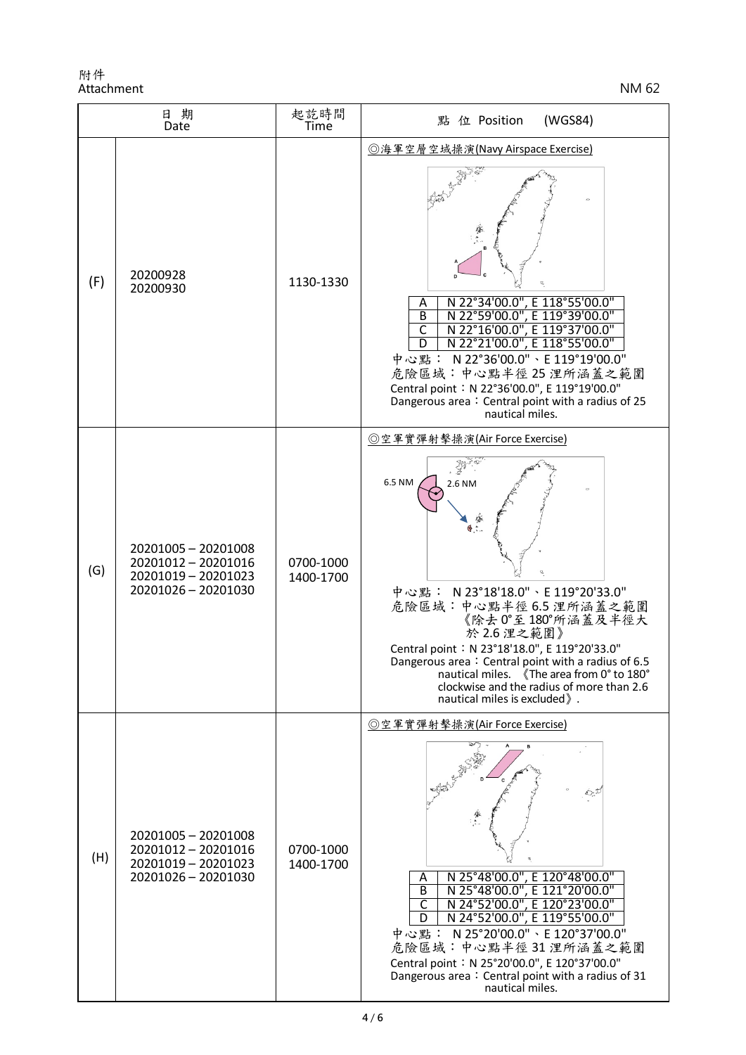附件
Attachment

NM 62

| | 日 期 Date | 起訖時間 Time | 點 位 Position (WGS84) |
|---|---|---|---|
| (F) | 20200928<br>20200930 | 1130-1330 | ◎海軍空層空域操演(Navy Airspace Exercise)<br>A N 22°34'00.0", E 118°55'00.0"<br>B N 22°59'00.0", E 119°39'00.0"<br>C N 22°16'00.0", E 119°37'00.0"<br>D N 22°21'00.0", E 118°55'00.0"<br>中心點： N 22°36'00.0"、E 119°19'00.0"<br>危險區域：中心點半徑 25 浬所涵蓋之範圍<br>Central point：N 22°36'00.0", E 119°19'00.0"<br>Dangerous area：Central point with a radius of 25 nautical miles. |
| (G) | 20201005 – 20201008<br>20201012 – 20201016<br>20201019 – 20201023<br>20201026 – 20201030 | 0700-1000<br>1400-1700 | ◎空軍實彈射擊操演(Air Force Exercise)<br>6.5 NM 2.6 NM<br>中心點： N 23°18'18.0"、E 119°20'33.0"<br>危險區域：中心點半徑 6.5 浬所涵蓋之範圍《除去 0°至 180°所涵蓋及半徑大於 2.6 浬之範圍》<br>Central point：N 23°18'18.0", E 119°20'33.0"<br>Dangerous area：Central point with a radius of 6.5 nautical miles. 《The area from 0° to 180° clockwise and the radius of more than 2.6 nautical miles is excluded》. |
| (H) | 20201005 – 20201008<br>20201012 – 20201016<br>20201019 – 20201023<br>20201026 – 20201030 | 0700-1000<br>1400-1700 | ◎空軍實彈射擊操演(Air Force Exercise)<br>A N 25°48'00.0", E 120°48'00.0"<br>B N 25°48'00.0", E 121°20'00.0"<br>C N 24°52'00.0", E 120°23'00.0"<br>D N 24°52'00.0", E 119°55'00.0"<br>中心點： N 25°20'00.0"、E 120°37'00.0"<br>危險區域：中心點半徑 31 浬所涵蓋之範圍<br>Central point：N 25°20'00.0", E 120°37'00.0"<br>Dangerous area：Central point with a radius of 31 nautical miles. |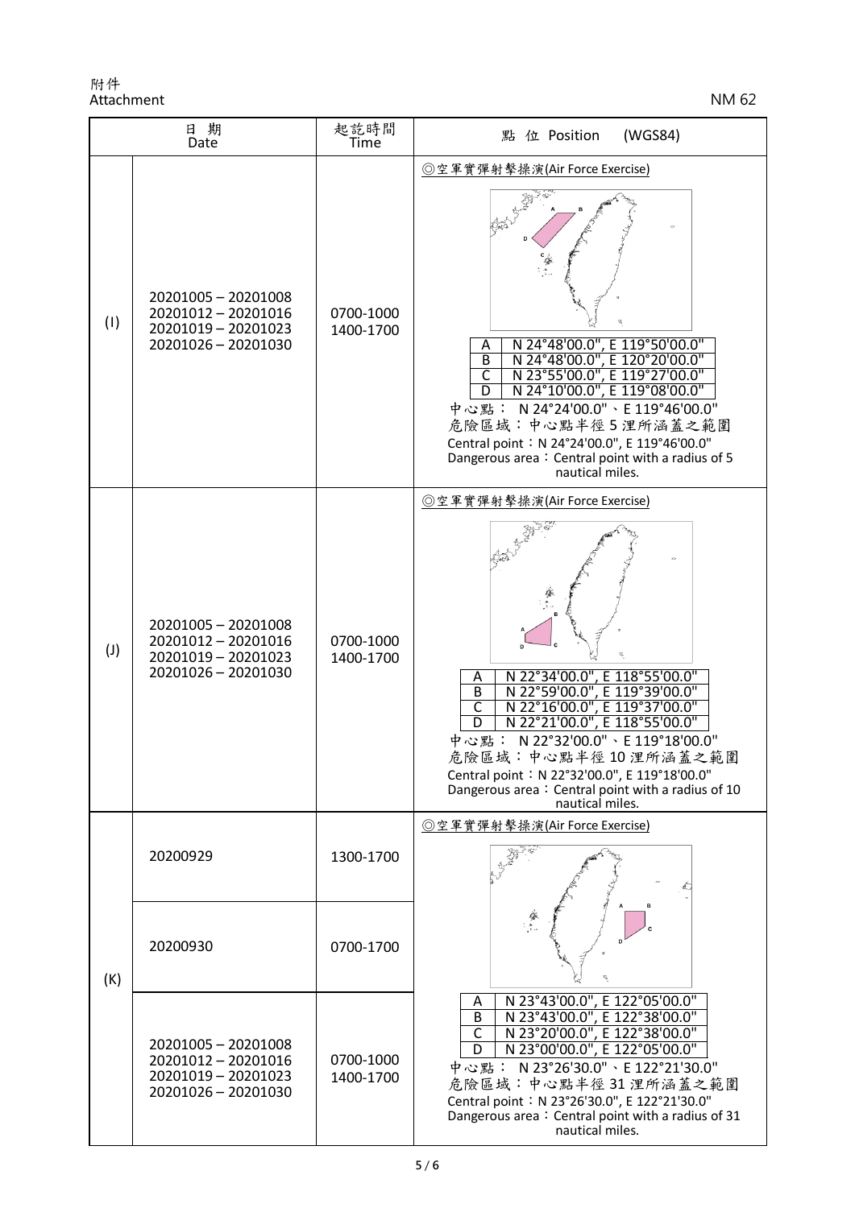附件
Attachment

NM 62

| 日 期<br>Date | | 起訖時間<br>Time | 點 位 Position (WGS84) |
|---|---|---|---|
| (I) | 20201005 – 20201008<br>20201012 – 20201016<br>20201019 – 20201023<br>20201026 – 20201030 | 0700-1000<br>1400-1700 | ◎空軍實彈射擊操演(Air Force Exercise)<br>A N 24°48'00.0", E 119°50'00.0"<br>B N 24°48'00.0", E 120°20'00.0"<br>C N 23°55'00.0", E 119°27'00.0"<br>D N 24°10'00.0", E 119°08'00.0"<br>中心點： N 24°24'00.0"、E 119°46'00.0"<br>危險區域：中心點半徑 5 浬所涵蓋之範圍<br>Central point：N 24°24'00.0", E 119°46'00.0"<br>Dangerous area：Central point with a radius of 5 nautical miles. |
| (J) | 20201005 – 20201008<br>20201012 – 20201016<br>20201019 – 20201023<br>20201026 – 20201030 | 0700-1000<br>1400-1700 | ◎空軍實彈射擊操演(Air Force Exercise)<br>A N 22°34'00.0", E 118°55'00.0"<br>B N 22°59'00.0", E 119°39'00.0"<br>C N 22°16'00.0", E 119°37'00.0"<br>D N 22°21'00.0", E 118°55'00.0"<br>中心點： N 22°32'00.0"、E 119°18'00.0"<br>危險區域：中心點半徑 10 浬所涵蓋之範圍<br>Central point：N 22°32'00.0", E 119°18'00.0"<br>Dangerous area：Central point with a radius of 10 nautical miles. |
| (K) | 20200929 | 1300-1700 | ◎空軍實彈射擊操演(Air Force Exercise)<br>A N 23°43'00.0", E 122°05'00.0"<br>B N 23°43'00.0", E 122°38'00.0"<br>C N 23°20'00.0", E 122°38'00.0"<br>D N 23°00'00.0", E 122°05'00.0"<br>中心點： N 23°26'30.0"、E 122°21'30.0"<br>危險區域：中心點半徑 31 浬所涵蓋之範圍<br>Central point：N 23°26'30.0", E 122°21'30.0"<br>Dangerous area：Central point with a radius of 31 nautical miles. |
| | 20200930 | 0700-1700 | |
| | 20201005 – 20201008<br>20201012 – 20201016<br>20201019 – 20201023<br>20201026 – 20201030 | 0700-1000<br>1400-1700 | |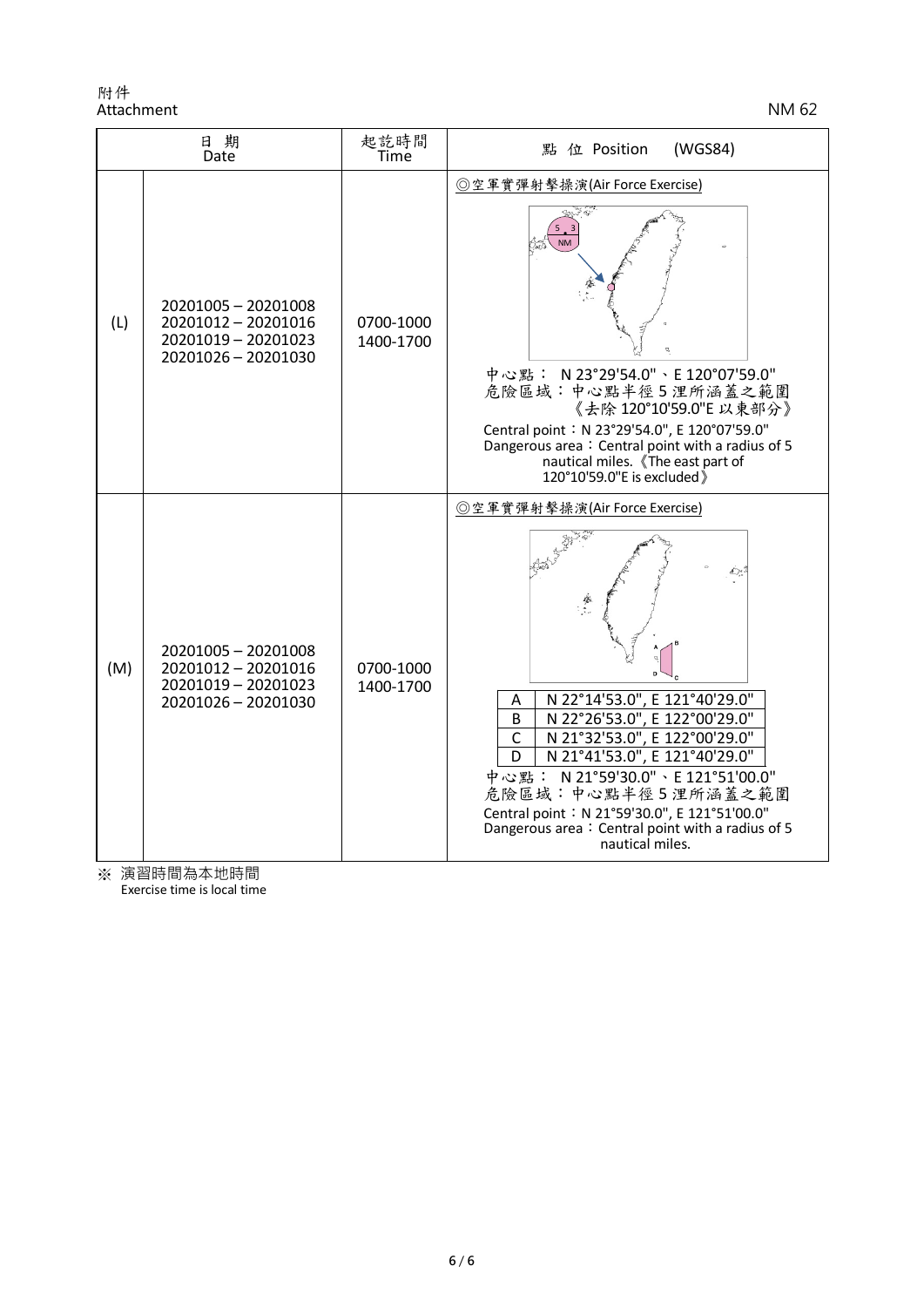附件
Attachment

NM 62

| 日 期<br>Date | | 起訖時間<br>Time | 點 位 Position (WGS84) |
|---|---|---|---|
| (L) | 20201005 – 20201008<br>20201012 – 20201016<br>20201019 – 20201023<br>20201026 – 20201030 | 0700-1000<br>1400-1700 | ◎空軍實彈射擊操演(Air Force Exercise)<br>5 3 NM<br>中心點： N 23°29'54.0"、E 120°07'59.0"<br>危險區域：中心點半徑 5 浬所涵蓋之範圍《去除 120°10'59.0"E 以東部分》<br>Central point：N 23°29'54.0", E 120°07'59.0"<br>Dangerous area：Central point with a radius of 5 nautical miles.《The east part of 120°10'59.0"E is excluded》 |
| (M) | 20201005 – 20201008<br>20201012 – 20201016<br>20201019 – 20201023<br>20201026 – 20201030 | 0700-1000<br>1400-1700 | ◎空軍實彈射擊操演(Air Force Exercise)<br>A B C D<br>A N 22°14'53.0", E 121°40'29.0"<br>B N 22°26'53.0", E 122°00'29.0"<br>C N 21°32'53.0", E 122°00'29.0"<br>D N 21°41'53.0", E 121°40'29.0"<br>中心點： N 21°59'30.0"、E 121°51'00.0"<br>危險區域：中心點半徑 5 浬所涵蓋之範圍<br>Central point：N 21°59'30.0", E 121°51'00.0"<br>Dangerous area：Central point with a radius of 5 nautical miles. |

※ 演習時間為本地時間
Exercise time is local time